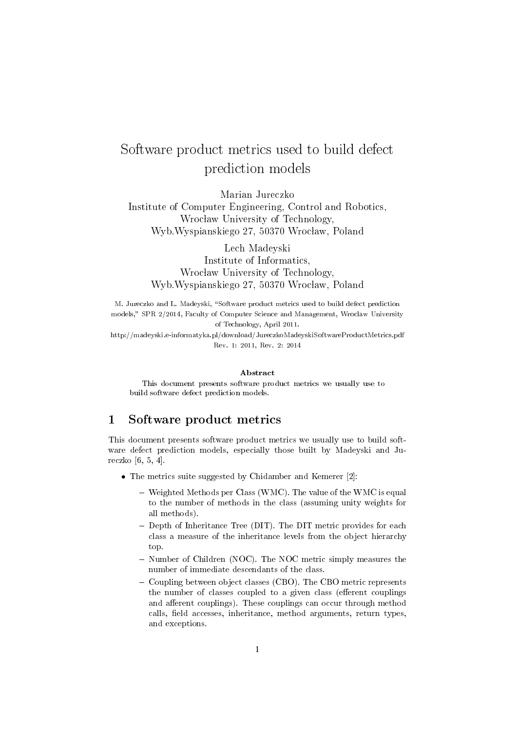# Software product metrics used to build defect prediction models

Marian Jureczko
Institute of Computer Engineering, Control and Robotics,
Wrocław University of Technology,
Wyb.Wyspianskiego 27, 50370 Wrocław, Poland

Lech Madeyski
Institute of Informatics,
Wrocław University of Technology,
Wyb.Wyspianskiego 27, 50370 Wrocław, Poland

M. Jureczko and L. Madeyski, "Software product metrics used to build defect prediction models," SPR 2/2014, Faculty of Computer Science and Management, Wroclaw University of Technology, April 2011.
http://madeyski.e-informatyka.pl/download/JureczkoMadeyskiSoftwareProductMetrics.pdf
Rev. 1: 2011, Rev. 2: 2014

**Abstract**

This document presents software product metrics we usually use to build software defect prediction models.

## 1 Software product metrics

This document presents software product metrics we usually use to build software defect prediction models, especially those built by Madeyski and Jureczko [6, 5, 4].

- The metrics suite suggested by Chidamber and Kemerer [2]:
  - Weighted Methods per Class (WMC). The value of the WMC is equal to the number of methods in the class (assuming unity weights for all methods).
  - Depth of Inheritance Tree (DIT). The DIT metric provides for each class a measure of the inheritance levels from the object hierarchy top.
  - Number of Children (NOC). The NOC metric simply measures the number of immediate descendants of the class.
  - Coupling between object classes (CBO). The CBO metric represents the number of classes coupled to a given class (efferent couplings and afferent couplings). These couplings can occur through method calls, field accesses, inheritance, method arguments, return types, and exceptions.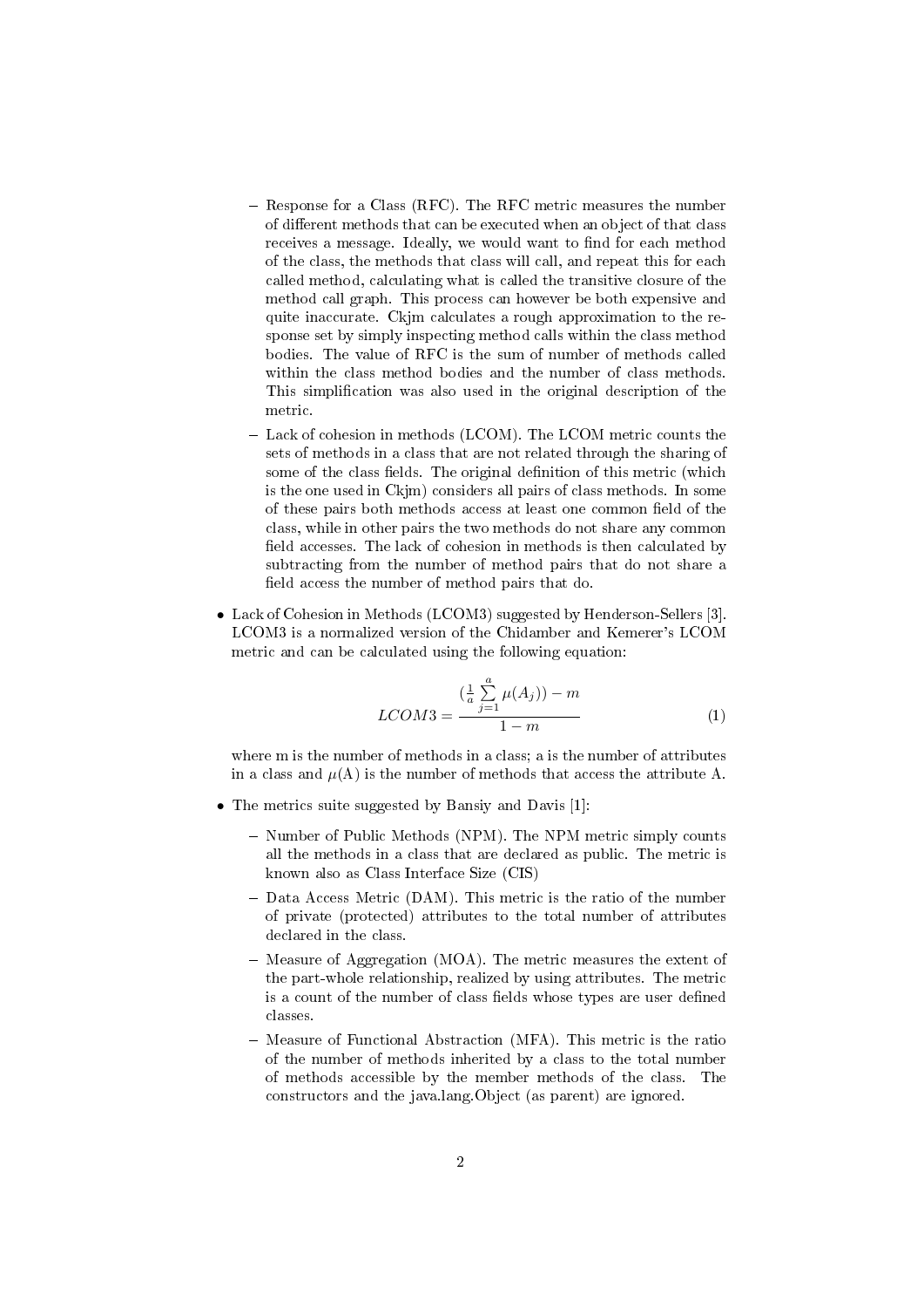- Response for a Class (RFC). The RFC metric measures the number of different methods that can be executed when an object of that class receives a message. Ideally, we would want to find for each method of the class, the methods that class will call, and repeat this for each called method, calculating what is called the transitive closure of the method call graph. This process can however be both expensive and quite inaccurate. Ckjm calculates a rough approximation to the response set by simply inspecting method calls within the class method bodies. The value of RFC is the sum of number of methods called within the class method bodies and the number of class methods. This simplification was also used in the original description of the metric.
  - Lack of cohesion in methods (LCOM). The LCOM metric counts the sets of methods in a class that are not related through the sharing of some of the class fields. The original definition of this metric (which is the one used in Ckjm) considers all pairs of class methods. In some of these pairs both methods access at least one common field of the class, while in other pairs the two methods do not share any common field accesses. The lack of cohesion in methods is then calculated by subtracting from the number of method pairs that do not share a field access the number of method pairs that do.

- Lack of Cohesion in Methods (LCOM3) suggested by Henderson-Sellers [3]. LCOM3 is a normalized version of the Chidamber and Kemerer's LCOM metric and can be calculated using the following equation:

$$LCOM3 = \frac{\left(\frac{1}{a}\sum_{j=1}^{a}\mu(A_j)\right) - m}{1 - m} \tag{1}$$

  where m is the number of methods in a class; a is the number of attributes in a class and $\mu(A)$ is the number of methods that access the attribute A.

- The metrics suite suggested by Bansiy and Davis [1]:
  - Number of Public Methods (NPM). The NPM metric simply counts all the methods in a class that are declared as public. The metric is known also as Class Interface Size (CIS)
  - Data Access Metric (DAM). This metric is the ratio of the number of private (protected) attributes to the total number of attributes declared in the class.
  - Measure of Aggregation (MOA). The metric measures the extent of the part-whole relationship, realized by using attributes. The metric is a count of the number of class fields whose types are user defined classes.
  - Measure of Functional Abstraction (MFA). This metric is the ratio of the number of methods inherited by a class to the total number of methods accessible by the member methods of the class. The constructors and the java.lang.Object (as parent) are ignored.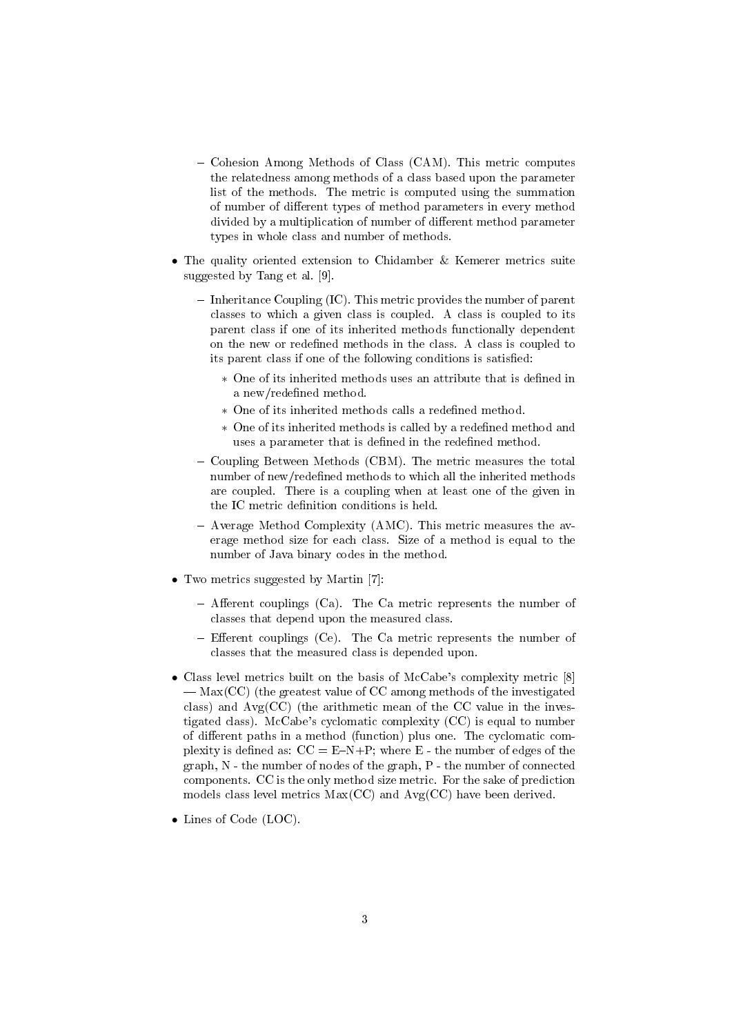- Cohesion Among Methods of Class (CAM). This metric computes the relatedness among methods of a class based upon the parameter list of the methods. The metric is computed using the summation of number of different types of method parameters in every method divided by a multiplication of number of different method parameter types in whole class and number of methods.

- The quality oriented extension to Chidamber & Kemerer metrics suite suggested by Tang et al. [9].
  - Inheritance Coupling (IC). This metric provides the number of parent classes to which a given class is coupled. A class is coupled to its parent class if one of its inherited methods functionally dependent on the new or redefined methods in the class. A class is coupled to its parent class if one of the following conditions is satisfied:
    * One of its inherited methods uses an attribute that is defined in a new/redefined method.
    * One of its inherited methods calls a redefined method.
    * One of its inherited methods is called by a redefined method and uses a parameter that is defined in the redefined method.
  - Coupling Between Methods (CBM). The metric measures the total number of new/redefined methods to which all the inherited methods are coupled. There is a coupling when at least one of the given in the IC metric definition conditions is held.
  - Average Method Complexity (AMC). This metric measures the average method size for each class. Size of a method is equal to the number of Java binary codes in the method.

- Two metrics suggested by Martin [7]:
  - Afferent couplings (Ca). The Ca metric represents the number of classes that depend upon the measured class.
  - Efferent couplings (Ce). The Ca metric represents the number of classes that the measured class is depended upon.

- Class level metrics built on the basis of McCabe's complexity metric [8] — Max(CC) (the greatest value of CC among methods of the investigated class) and Avg(CC) (the arithmetic mean of the CC value in the investigated class). McCabe's cyclomatic complexity (CC) is equal to number of different paths in a method (function) plus one. The cyclomatic complexity is defined as: $CC = E - N + P$; where E - the number of edges of the graph, N - the number of nodes of the graph, P - the number of connected components. CC is the only method size metric. For the sake of prediction models class level metrics Max(CC) and Avg(CC) have been derived.

- Lines of Code (LOC).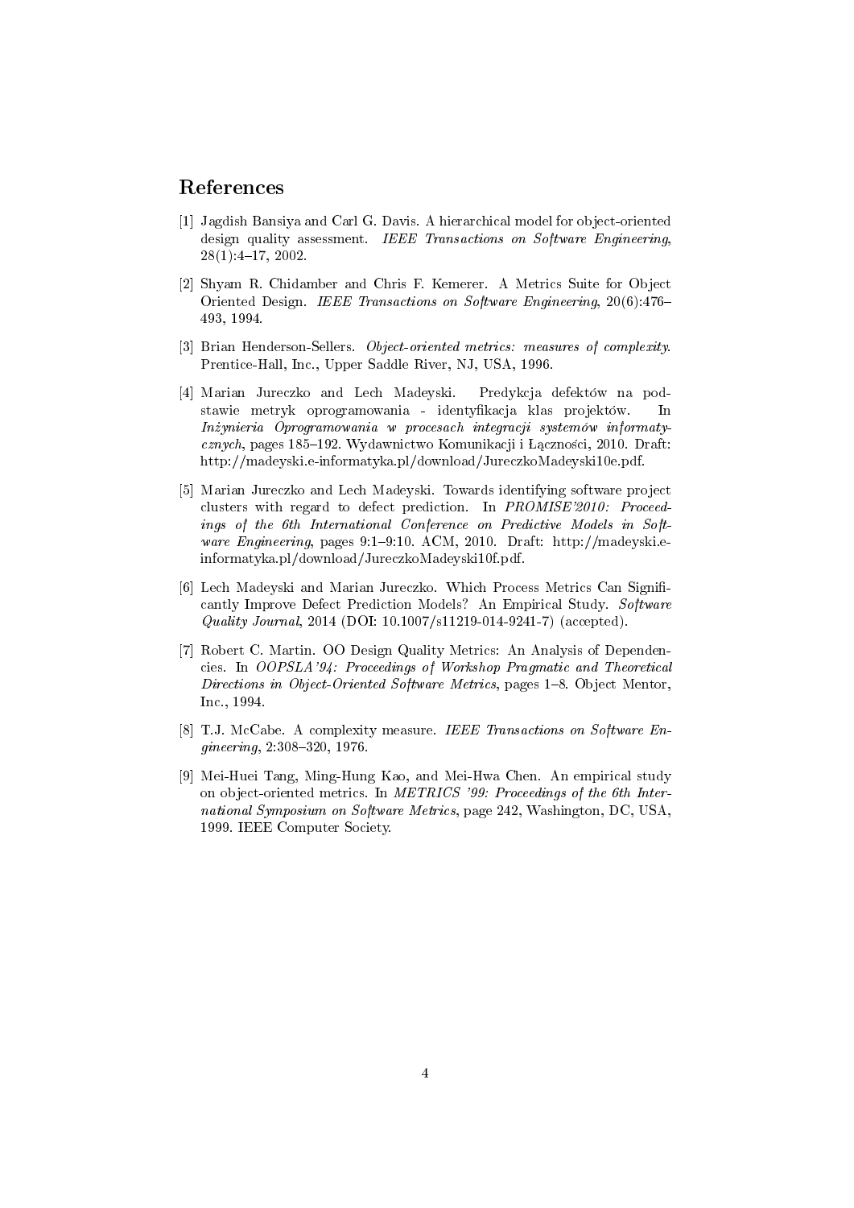## References

[1] Jagdish Bansiya and Carl G. Davis. A hierarchical model for object-oriented design quality assessment. *IEEE Transactions on Software Engineering*, 28(1):4–17, 2002.

[2] Shyam R. Chidamber and Chris F. Kemerer. A Metrics Suite for Object Oriented Design. *IEEE Transactions on Software Engineering*, 20(6):476–493, 1994.

[3] Brian Henderson-Sellers. *Object-oriented metrics: measures of complexity*. Prentice-Hall, Inc., Upper Saddle River, NJ, USA, 1996.

[4] Marian Jureczko and Lech Madeyski. Predykcja defektów na podstawie metryk oprogramowania - identyfikacja klas projektów. In *Inżynieria Oprogramowania w procesach integracji systemów informatycznych*, pages 185–192. Wydawnictwo Komunikacji i Łączności, 2010. Draft: http://madeyski.e-informatyka.pl/download/JureczkoMadeyski10e.pdf.

[5] Marian Jureczko and Lech Madeyski. Towards identifying software project clusters with regard to defect prediction. In *PROMISE'2010: Proceedings of the 6th International Conference on Predictive Models in Software Engineering*, pages 9:1–9:10. ACM, 2010. Draft: http://madeyski.e-informatyka.pl/download/JureczkoMadeyski10f.pdf.

[6] Lech Madeyski and Marian Jureczko. Which Process Metrics Can Significantly Improve Defect Prediction Models? An Empirical Study. *Software Quality Journal*, 2014 (DOI: 10.1007/s11219-014-9241-7) (accepted).

[7] Robert C. Martin. OO Design Quality Metrics: An Analysis of Dependencies. In *OOPSLA'94: Proceedings of Workshop Pragmatic and Theoretical Directions in Object-Oriented Software Metrics*, pages 1–8. Object Mentor, Inc., 1994.

[8] T.J. McCabe. A complexity measure. *IEEE Transactions on Software Engineering*, 2:308–320, 1976.

[9] Mei-Huei Tang, Ming-Hung Kao, and Mei-Hwa Chen. An empirical study on object-oriented metrics. In *METRICS '99: Proceedings of the 6th International Symposium on Software Metrics*, page 242, Washington, DC, USA, 1999. IEEE Computer Society.